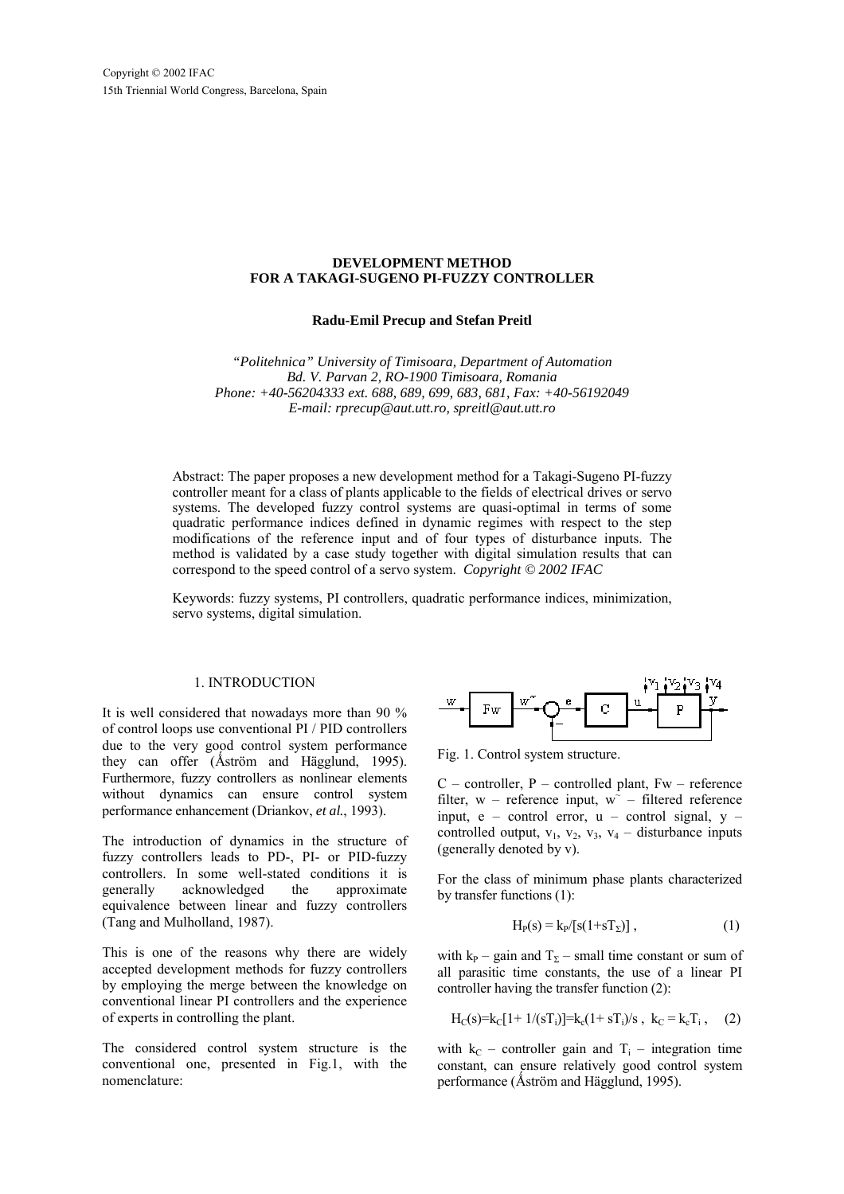Copyright © 2002 IFAC
15th Triennial World Congress, Barcelona, Spain

# DEVELOPMENT METHOD FOR A TAKAGI-SUGENO PI-FUZZY CONTROLLER

**Radu-Emil Precup and Stefan Preitl**

*"Politehnica" University of Timisoara, Department of Automation*
*Bd. V. Parvan 2, RO-1900 Timisoara, Romania*
*Phone: +40-56204333 ext. 688, 689, 699, 683, 681, Fax: +40-56192049*
*E-mail: rprecup@aut.utt.ro, spreitl@aut.utt.ro*

Abstract: The paper proposes a new development method for a Takagi-Sugeno PI-fuzzy controller meant for a class of plants applicable to the fields of electrical drives or servo systems. The developed fuzzy control systems are quasi-optimal in terms of some quadratic performance indices defined in dynamic regimes with respect to the step modifications of the reference input and of four types of disturbance inputs. The method is validated by a case study together with digital simulation results that can correspond to the speed control of a servo system. *Copyright © 2002 IFAC*

Keywords: fuzzy systems, PI controllers, quadratic performance indices, minimization, servo systems, digital simulation.

## 1. INTRODUCTION

It is well considered that nowadays more than 90 % of control loops use conventional PI / PID controllers due to the very good control system performance they can offer (Åström and Hägglund, 1995). Furthermore, fuzzy controllers as nonlinear elements without dynamics can ensure control system performance enhancement (Driankov, *et al.*, 1993).

The introduction of dynamics in the structure of fuzzy controllers leads to PD-, PI- or PID-fuzzy controllers. In some well-stated conditions it is generally acknowledged the approximate equivalence between linear and fuzzy controllers (Tang and Mulholland, 1987).

This is one of the reasons why there are widely accepted development methods for fuzzy controllers by employing the merge between the knowledge on conventional linear PI controllers and the experience of experts in controlling the plant.

The considered control system structure is the conventional one, presented in Fig.1, with the nomenclature:

Fig. 1. Control system structure.

C – controller, P – controlled plant, Fw – reference filter, w – reference input, $w^{\sim}$ – filtered reference input, e – control error, u – control signal, y – controlled output, $v_1$, $v_2$, $v_3$, $v_4$ – disturbance inputs (generally denoted by v).

For the class of minimum phase plants characterized by transfer functions (1):

$$H_P(s) = k_P/[s(1+sT_{\Sigma})] \,, \qquad (1)$$

with $k_P$ – gain and $T_{\Sigma}$ – small time constant or sum of all parasitic time constants, the use of a linear PI controller having the transfer function (2):

$$H_C(s)=k_C[1+ 1/(sT_i)]=k_c(1+ sT_i)/s \,, \;\; k_C = k_cT_i \,, \qquad (2)$$

with $k_C$ – controller gain and $T_i$ – integration time constant, can ensure relatively good control system performance (Åström and Hägglund, 1995).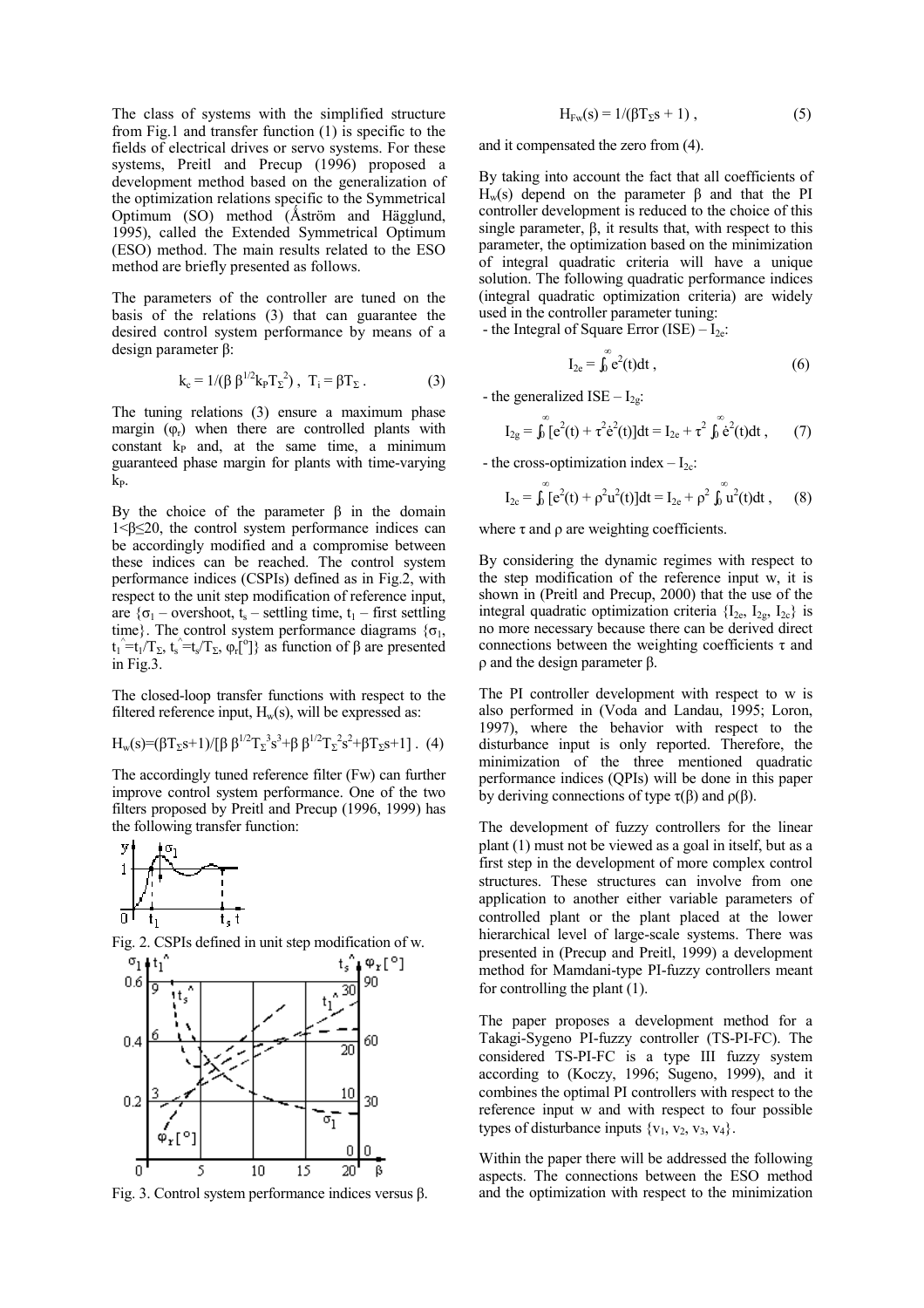The class of systems with the simplified structure from Fig.1 and transfer function (1) is specific to the fields of electrical drives or servo systems. For these systems, Preitl and Precup (1996) proposed a development method based on the generalization of the optimization relations specific to the Symmetrical Optimum (SO) method (Åström and Hägglund, 1995), called the Extended Symmetrical Optimum (ESO) method. The main results related to the ESO method are briefly presented as follows.

The parameters of the controller are tuned on the basis of the relations (3) that can guarantee the desired control system performance by means of a design parameter β:

$$k_c = 1/(\beta\, \beta^{1/2} k_P T_\Sigma^2)\ ,\ \ T_i = \beta T_\Sigma\ . \tag{3}$$

The tuning relations (3) ensure a maximum phase margin ($\varphi_r$) when there are controlled plants with constant $k_P$ and, at the same time, a minimum guaranteed phase margin for plants with time-varying $k_P$.

By the choice of the parameter β in the domain $1<\beta\leq 20$, the control system performance indices can be accordingly modified and a compromise between these indices can be reached. The control system performance indices (CSPIs) defined as in Fig.2, with respect to the unit step modification of reference input, are {$\sigma_1$ – overshoot, $t_s$ – settling time, $t_1$ – first settling time}. The control system performance diagrams {$\sigma_1$, $t_1^{\wedge}=t_1/T_\Sigma$, $t_s^{\wedge}=t_s/T_\Sigma$, $\varphi_r[^\circ]$} as function of β are presented in Fig.3.

The closed-loop transfer functions with respect to the filtered reference input, $H_w(s)$, will be expressed as:

$$H_w(s)=(\beta T_\Sigma s+1)/[\beta\, \beta^{1/2} T_\Sigma^3 s^3+\beta\, \beta^{1/2} T_\Sigma^2 s^2+\beta T_\Sigma s+1]\ . \tag{4}$$

The accordingly tuned reference filter (Fw) can further improve control system performance. One of the two filters proposed by Preitl and Precup (1996, 1999) has the following transfer function:

Fig. 2. CSPIs defined in unit step modification of w.

Fig. 3. Control system performance indices versus β.

$$H_{Fw}(s) = 1/(\beta T_\Sigma s + 1)\ , \tag{5}$$

and it compensated the zero from (4).

By taking into account the fact that all coefficients of $H_w(s)$ depend on the parameter β and that the PI controller development is reduced to the choice of this single parameter, β, it results that, with respect to this parameter, the optimization based on the minimization of integral quadratic criteria will have a unique solution. The following quadratic performance indices (integral quadratic optimization criteria) are widely used in the controller parameter tuning:

- the Integral of Square Error (ISE) – $I_{2e}$:

$$I_{2e} = \int_0^\infty e^2(t)dt\ , \tag{6}$$

- the generalized ISE – $I_{2g}$:

$$I_{2g} = \int_0^\infty [e^2(t) + \tau^2 \dot{e}^2(t)]dt = I_{2e} + \tau^2 \int_0^\infty \dot{e}^2(t)dt\ , \tag{7}$$

- the cross-optimization index – $I_{2c}$:

$$I_{2c} = \int_0^\infty [e^2(t) + \rho^2 u^2(t)]dt = I_{2e} + \rho^2 \int_0^\infty u^2(t)dt\ , \tag{8}$$

where τ and ρ are weighting coefficients.

By considering the dynamic regimes with respect to the step modification of the reference input w, it is shown in (Preitl and Precup, 2000) that the use of the integral quadratic optimization criteria {$I_{2e}$, $I_{2g}$, $I_{2c}$} is no more necessary because there can be derived direct connections between the weighting coefficients τ and ρ and the design parameter β.

The PI controller development with respect to w is also performed in (Voda and Landau, 1995; Loron, 1997), where the behavior with respect to the disturbance input is only reported. Therefore, the minimization of the three mentioned quadratic performance indices (QPIs) will be done in this paper by deriving connections of type τ(β) and ρ(β).

The development of fuzzy controllers for the linear plant (1) must not be viewed as a goal in itself, but as a first step in the development of more complex control structures. These structures can involve from one application to another either variable parameters of controlled plant or the plant placed at the lower hierarchical level of large-scale systems. There was presented in (Precup and Preitl, 1999) a development method for Mamdani-type PI-fuzzy controllers meant for controlling the plant (1).

The paper proposes a development method for a Takagi-Sygeno PI-fuzzy controller (TS-PI-FC). The considered TS-PI-FC is a type III fuzzy system according to (Koczy, 1996; Sugeno, 1999), and it combines the optimal PI controllers with respect to the reference input w and with respect to four possible types of disturbance inputs {$v_1$, $v_2$, $v_3$, $v_4$}.

Within the paper there will be addressed the following aspects. The connections between the ESO method and the optimization with respect to the minimization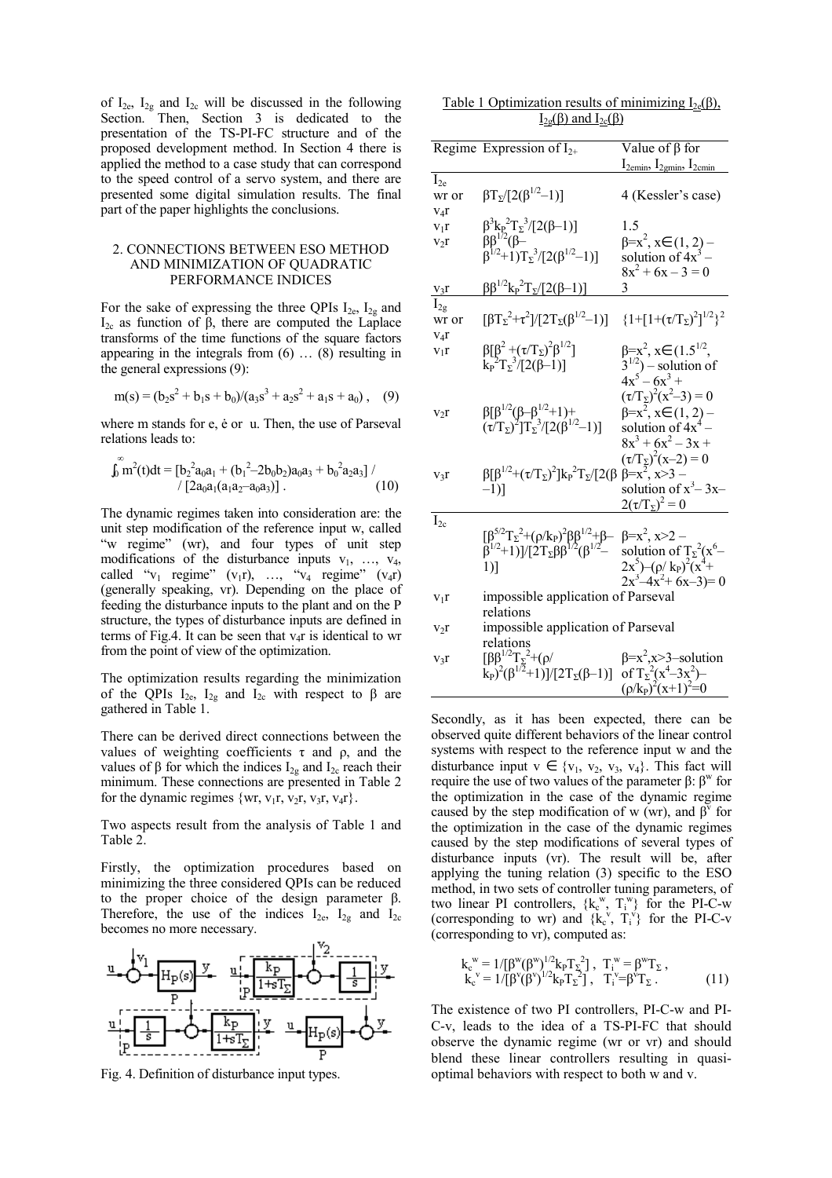of $I_{2e}$, $I_{2g}$ and $I_{2c}$ will be discussed in the following Section. Then, Section 3 is dedicated to the presentation of the TS-PI-FC structure and of the proposed development method. In Section 4 there is applied the method to a case study that can correspond to the speed control of a servo system, and there are presented some digital simulation results. The final part of the paper highlights the conclusions.

## 2. CONNECTIONS BETWEEN ESO METHOD AND MINIMIZATION OF QUADRATIC PERFORMANCE INDICES

For the sake of expressing the three QPIs $I_{2e}$, $I_{2g}$ and $I_{2c}$ as function of β, there are computed the Laplace transforms of the time functions of the square factors appearing in the integrals from (6) … (8) resulting in the general expressions (9):

$$m(s) = (b_2s^2 + b_1s + b_0)/(a_3s^3 + a_2s^2 + a_1s + a_0)\,, \quad (9)$$

where m stands for e, ė or u. Then, the use of Parseval relations leads to:

$$\int_0^\infty m^2(t)dt = [b_2^2a_0a_1 + (b_1^2–2b_0b_2)a_0a_3 + b_0^2a_2a_3] \,/\, [2a_0a_1(a_1a_2–a_0a_3)]\,. \quad (10)$$

The dynamic regimes taken into consideration are: the unit step modification of the reference input w, called "w regime" (wr), and four types of unit step modifications of the disturbance inputs $v_1$, …, $v_4$, called "$v_1$ regime" ($v_1$r), …, "$v_4$ regime" ($v_4$r) (generally speaking, vr). Depending on the place of feeding the disturbance inputs to the plant and on the P structure, the types of disturbance inputs are defined in terms of Fig.4. It can be seen that $v_4$r is identical to wr from the point of view of the optimization.

The optimization results regarding the minimization of the QPIs $I_{2e}$, $I_{2g}$ and $I_{2c}$ with respect to β are gathered in Table 1.

There can be derived direct connections between the values of weighting coefficients τ and ρ, and the values of β for which the indices $I_{2g}$ and $I_{2c}$ reach their minimum. These connections are presented in Table 2 for the dynamic regimes {wr, $v_1$r, $v_2$r, $v_3$r, $v_4$r}.

Two aspects result from the analysis of Table 1 and Table 2.

Firstly, the optimization procedures based on minimizing the three considered QPIs can be reduced to the proper choice of the design parameter β. Therefore, the use of the indices $I_{2e}$, $I_{2g}$ and $I_{2c}$ becomes no more necessary.

Fig. 4. Definition of disturbance input types.

Table 1 Optimization results of minimizing $I_{2e}(\beta)$, $I_{2g}(\beta)$ and $I_{2c}(\beta)$

| Regime | Expression of $I_{2+}$ | Value of β for $I_{2emin}$, $I_{2gmin}$, $I_{2cmin}$ |
|---|---|---|
| $I_{2e}$ | | |
| wr or $v_4$r | $\beta T_\Sigma/[2(\beta^{1/2}–1)]$ | 4 (Kessler's case) |
| $v_1$r | $\beta^3k_P^2T_\Sigma^3/[2(\beta–1)]$ | 1.5 |
| $v_2$r | $\beta\beta^{1/2}(\beta–\beta^{1/2}+1)T_\Sigma^3/[2(\beta^{1/2}–1)]$ | $\beta=x^2$, $x\in(1, 2)$ – solution of $4x^3 – 8x^2 + 6x – 3 = 0$ |
| $v_3$r | $\beta\beta^{1/2}k_P^2T_\Sigma/[2(\beta–1)]$ | 3 |
| $I_{2g}$ | | |
| wr or $v_4$r | $[\beta T_\Sigma^2+\tau^2]/[2T_\Sigma(\beta^{1/2}–1)]$ | $\{1+[1+(\tau/T_\Sigma)^2]^{1/2}\}^2$ |
| $v_1$r | $\beta[\beta^2+(\tau/T_\Sigma)^2\beta^{1/2}]k_P^2T_\Sigma^3/[2(\beta–1)]$ | $\beta=x^2$, $x\in(1.5^{1/2}, 3^{1/2})$ – solution of $4x^5 – 6x^3 + (\tau/T_\Sigma)^2(x^2–3) = 0$ |
| $v_2$r | $\beta[\beta^{1/2}(\beta–\beta^{1/2}+1)+(\tau/T_\Sigma)^2]T_\Sigma^3/[2(\beta^{1/2}–1)]$ | $\beta=x^2$, $x\in(1, 2)$ – solution of $4x^4 – 8x^3 + 6x^2 – 3x + (\tau/T_\Sigma)^2(x–2) = 0$ |
| $v_3$r | $\beta[\beta^{1/2}+(\tau/T_\Sigma)^2]k_P^2T_\Sigma/[2(\beta–1)]$ | $\beta=x^2$, $x>3$ – solution of $x^3– 3x–2(\tau/T_\Sigma)^2 = 0$ |
| $I_{2c}$ | | |
| | $[\beta^{5/2}T_\Sigma^2+(\rho/k_P)^2\beta\beta^{1/2}+\beta–\beta^{1/2}+1)]/[2T_\Sigma\beta\beta^{1/2}(\beta^{1/2}–1)]$ | $\beta=x^2$, $x>2$ – solution of $T_\Sigma^2(x^6–2x^5)–(\rho/k_P)^2(x^4+2x^3–4x^2+6x–3)=0$ |
| $v_1$r | impossible application of Parseval relations | |
| $v_2$r | impossible application of Parseval relations | |
| $v_3$r | $[\beta\beta^{1/2}T_\Sigma^2+(\rho/k_P)^2(\beta^{1/2}+1)]/[2T_\Sigma(\beta–1)]$ | $\beta=x^2$, $x>3$ – solution of $T_\Sigma^2(x^4–3x^2)–(\rho/k_P)^2(x+1)^2=0$ |

Secondly, as it has been expected, there can be observed quite different behaviors of the linear control systems with respect to the reference input w and the disturbance input $v \in \{v_1, v_2, v_3, v_4\}$. This fact will require the use of two values of the parameter β: $\beta^w$ for the optimization in the case of the dynamic regime caused by the step modification of w (wr), and $\beta^v$ for the optimization in the case of the dynamic regimes caused by the step modifications of several types of disturbance inputs (vr). The result will be, after applying the tuning relation (3) specific to the ESO method, in two sets of controller tuning parameters, of two linear PI controllers, $\{k_c^w, T_i^w\}$ for the PI-C-w (corresponding to wr) and $\{k_c^v, T_i^v\}$ for the PI-C-v (corresponding to vr), computed as:

$$k_c^w = 1/[\beta^w(\beta^w)^{1/2}k_PT_\Sigma^2]\,,\ \ T_i^w = \beta^wT_\Sigma\,,$$
$$k_c^v = 1/[\beta^v(\beta^v)^{1/2}k_PT_\Sigma^2]\,,\ \ T_i^v=\beta^vT_\Sigma\,. \quad (11)$$

The existence of two PI controllers, PI-C-w and PI-C-v, leads to the idea of a TS-PI-FC that should observe the dynamic regime (wr or vr) and should blend these linear controllers resulting in quasi-optimal behaviors with respect to both w and v.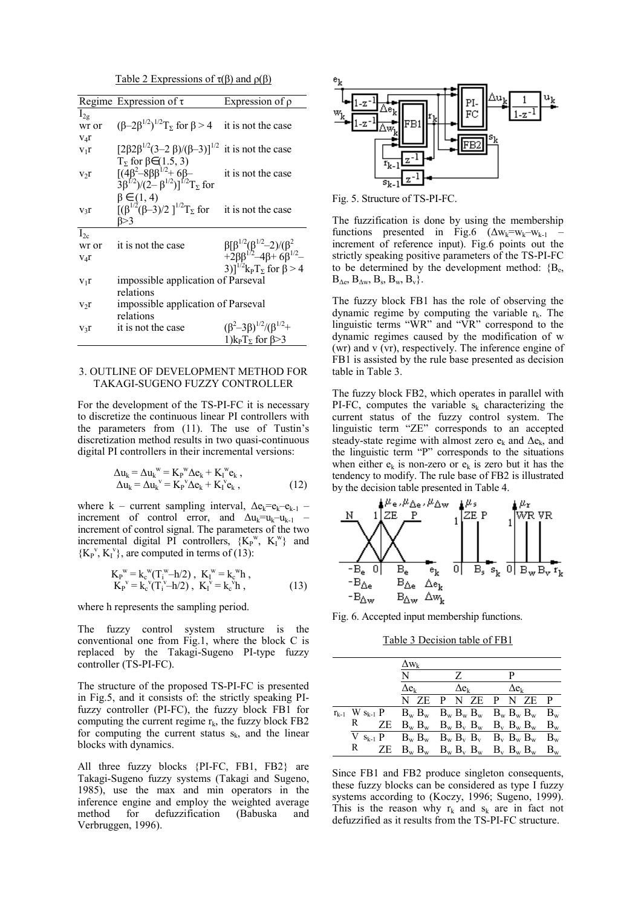Table 2 Expressions of $\tau(\beta)$ and $\rho(\beta)$

| Regime | Expression of $\tau$ | Expression of $\rho$ |
|---|---|---|
| $I_{2g}$ | | |
| wr or $v_4$r | $(\beta-2\beta^{1/2})^{1/2}T_\Sigma$ for $\beta > 4$ | it is not the case |
| $v_1$r | $[2\beta 2\beta^{1/2}(3-2\beta)/(\beta-3)]^{1/2}$ $T_\Sigma$ for $\beta \in (1.5, 3)$ | it is not the case |
| $v_2$r | $[(4\beta^2-8\beta\beta^{1/2}+6\beta-3\beta^{1/2})/(2-\beta^{1/2})]^{1/2}T_\Sigma$ for $\beta \in (1, 4)$ | it is not the case |
| $v_3$r | $[(\beta^{1/2}(\beta-3)/2]^{1/2}T_\Sigma$ for $\beta>3$ | it is not the case |
| $I_{2c}$ | | |
| wr or $v_4$r | it is not the case | $\beta[\beta^{1/2}(\beta^{1/2}-2)/(\beta^2+2\beta\beta^{1/2}-4\beta+6\beta^{1/2}-3)]^{1/2}k_P T_\Sigma$ for $\beta > 4$ |
| $v_1$r | impossible application of Parseval relations | |
| $v_2$r | impossible application of Parseval relations | |
| $v_3$r | it is not the case | $(\beta^2-3\beta)^{1/2}/(\beta^{1/2}+1)k_P T_\Sigma$ for $\beta>3$ |

## 3. OUTLINE OF DEVELOPMENT METHOD FOR TAKAGI-SUGENO FUZZY CONTROLLER

For the development of the TS-PI-FC it is necessary to discretize the continuous linear PI controllers with the parameters from (11). The use of Tustin's discretization method results in two quasi-continuous digital PI controllers in their incremental versions:

$$
\begin{aligned}
\Delta u_k &= \Delta u_k^{\,w} = K_P^{\,w}\Delta e_k + K_I^{\,w} e_k\,, \\
\Delta u_k &= \Delta u_k^{\,v} = K_P^{\,v}\Delta e_k + K_I^{\,v} e_k\,,
\end{aligned}
\qquad (12)
$$

where k – current sampling interval, $\Delta e_k = e_k - e_{k-1}$ – increment of control error, and $\Delta u_k = u_k - u_{k-1}$ – increment of control signal. The parameters of the two incremental digital PI controllers, $\{K_P^{\,w}, K_I^{\,w}\}$ and $\{K_P^{\,v}, K_I^{\,v}\}$, are computed in terms of (13):

$$
\begin{aligned}
K_P^{\,w} &= k_c^{\,w}(T_i^{\,w} - h/2)\,,\ \ K_I^{\,w} = k_c^{\,w} h\,, \\
K_P^{\,v} &= k_c^{\,v}(T_i^{\,v} - h/2)\,,\ \ K_I^{\,v} = k_c^{\,v} h\,,
\end{aligned}
\qquad (13)
$$

where h represents the sampling period.

The fuzzy control system structure is the conventional one from Fig.1, where the block C is replaced by the Takagi-Sugeno PI-type fuzzy controller (TS-PI-FC).

The structure of the proposed TS-PI-FC is presented in Fig.5, and it consists of: the strictly speaking PI-fuzzy controller (PI-FC), the fuzzy block FB1 for computing the current regime $r_k$, the fuzzy block FB2 for computing the current status $s_k$, and the linear blocks with dynamics.

All three fuzzy blocks {PI-FC, FB1, FB2} are Takagi-Sugeno fuzzy systems (Takagi and Sugeno, 1985), use the max and min operators in the inference engine and employ the weighted average method for defuzzification (Babuska and Verbruggen, 1996).

Fig. 5. Structure of TS-PI-FC.

The fuzzification is done by using the membership functions presented in Fig.6 ($\Delta w_k = w_k - w_{k-1}$ – increment of reference input). Fig.6 points out the strictly speaking positive parameters of the TS-PI-FC to be determined by the development method: $\{B_e, B_{\Delta e}, B_{\Delta w}, B_s, B_w, B_v\}$.

The fuzzy block FB1 has the role of observing the dynamic regime by computing the variable $r_k$. The linguistic terms "WR" and "VR" correspond to the dynamic regimes caused by the modification of w (wr) and v (vr), respectively. The inference engine of FB1 is assisted by the rule base presented as decision table in Table 3.

The fuzzy block FB2, which operates in parallel with PI-FC, computes the variable $s_k$ characterizing the current status of the fuzzy control system. The linguistic term "ZE" corresponds to an accepted steady-state regime with almost zero $e_k$ and $\Delta e_k$, and the linguistic term "P" corresponds to the situations when either $e_k$ is non-zero or $e_k$ is zero but it has the tendency to modify. The rule base of FB2 is illustrated by the decision table presented in Table 4.

Fig. 6. Accepted input membership functions.

Table 3 Decision table of FB1

| | | | $\Delta w_k$ N | | | Z | | | P | | |
|---|---|---|---|---|---|---|---|---|---|---|---|
| | | | $\Delta e_k$ | | | $\Delta e_k$ | | | $\Delta e_k$ | | |
| | | | N | ZE | P | N | ZE | P | N | ZE | P |
| $r_{k-1}$ | WR | $s_{k-1}$ P | $B_w$ | $B_w$ | $B_w$ | $B_w$ | $B_w$ | $B_w$ | $B_w$ | $B_w$ | $B_w$ |
| | | ZE | $B_w$ | $B_w$ | $B_w$ | $B_v$ | $B_w$ | $B_v$ | $B_w$ | $B_w$ | $B_w$ |
| | VR | $s_{k-1}$ P | $B_w$ | $B_w$ | $B_w$ | $B_v$ | $B_v$ | $B_v$ | $B_w$ | $B_w$ | $B_w$ |
| | | ZE | $B_w$ | $B_w$ | $B_w$ | $B_v$ | $B_w$ | $B_v$ | $B_w$ | $B_w$ | $B_w$ |

Since FB1 and FB2 produce singleton consequents, these fuzzy blocks can be considered as type I fuzzy systems according to (Koczy, 1996; Sugeno, 1999). This is the reason why $r_k$ and $s_k$ are in fact not defuzzified as it results from the TS-PI-FC structure.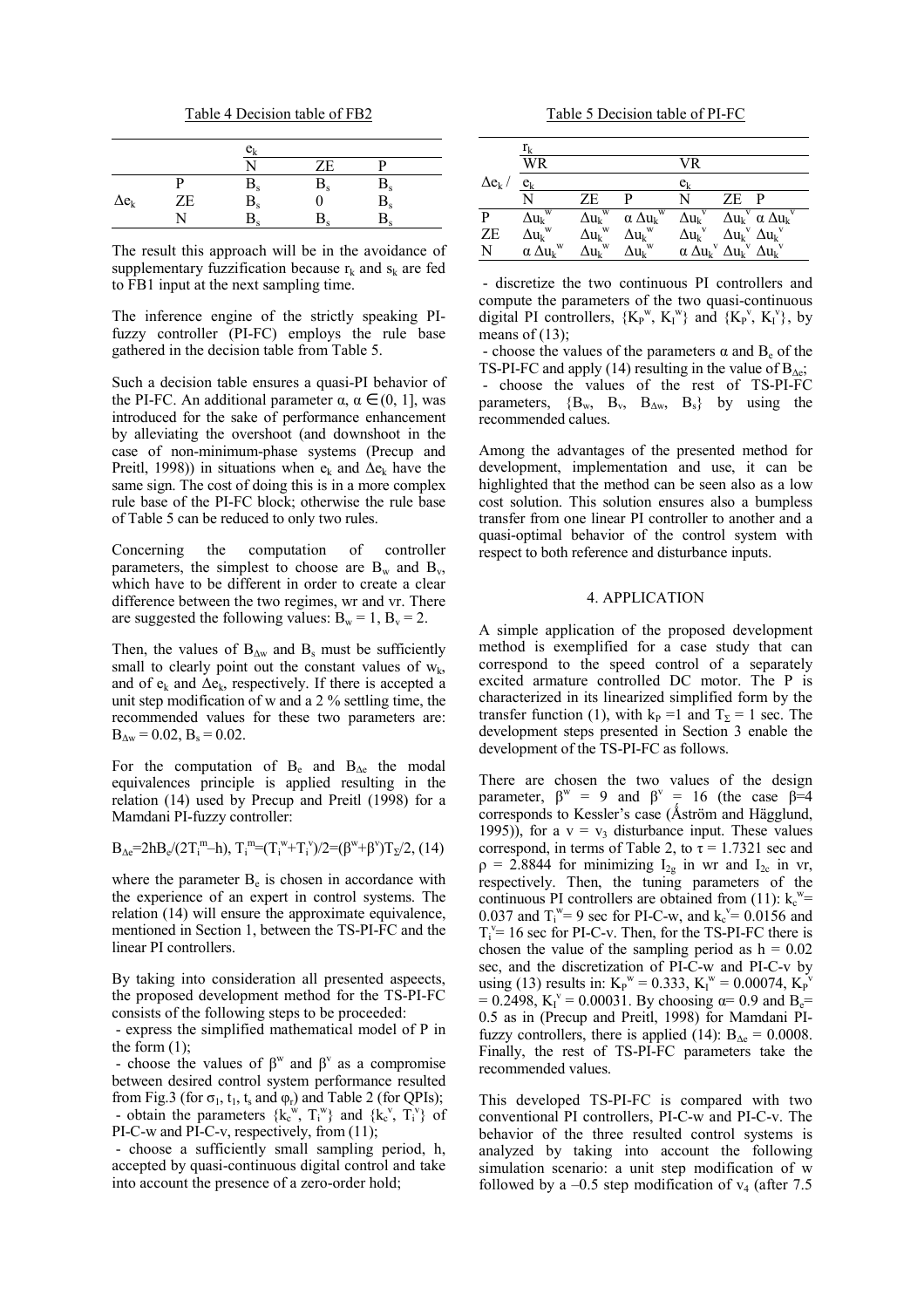Table 4 Decision table of FB2

| | | $e_k$ | | |
|---|---|---|---|---|
| | | N | ZE | P |
| $\Delta e_k$ | P | $B_s$ | $B_s$ | $B_s$ |
| | ZE | $B_s$ | 0 | $B_s$ |
| | N | $B_s$ | $B_s$ | $B_s$ |

The result this approach will be in the avoidance of supplementary fuzzification because $r_k$ and $s_k$ are fed to FB1 input at the next sampling time.

The inference engine of the strictly speaking PI-fuzzy controller (PI-FC) employs the rule base gathered in the decision table from Table 5.

Such a decision table ensures a quasi-PI behavior of the PI-FC. An additional parameter α, $\alpha \in (0, 1]$, was introduced for the sake of performance enhancement by alleviating the overshoot (and downshoot in the case of non-minimum-phase systems (Precup and Preitl, 1998) in situations when $e_k$ and $\Delta e_k$ have the same sign. The cost of doing this is in a more complex rule base of the PI-FC block; otherwise the rule base of Table 5 can be reduced to only two rules.

Concerning the computation of controller parameters, the simplest to choose are $B_w$ and $B_v$, which have to be different in order to create a clear difference between the two regimes, wr and vr. There are suggested the following values: $B_w = 1$, $B_v = 2$.

Then, the values of $B_{\Delta w}$ and $B_s$ must be sufficiently small to clearly point out the constant values of $w_k$, and of $e_k$ and $\Delta e_k$, respectively. If there is accepted a unit step modification of w and a 2 % settling time, the recommended values for these two parameters are: $B_{\Delta w} = 0.02$, $B_s = 0.02$.

For the computation of $B_e$ and $B_{\Delta e}$ the modal equivalences principle is applied resulting in the relation (14) used by Precup and Preitl (1998) for a Mamdani PI-fuzzy controller:

$$B_{\Delta e}=2hB_e/(2T_i^m-h),\ T_i^m=(T_i^w+T_i^v)/2=(\beta^w+\beta^v)T_\Sigma/2, \quad (14)$$

where the parameter $B_e$ is chosen in accordance with the experience of an expert in control systems. The relation (14) will ensure the approximate equivalence, mentioned in Section 1, between the TS-PI-FC and the linear PI controllers.

By taking into consideration all presented aspeects, the proposed development method for the TS-PI-FC consists of the following steps to be proceeded:

- express the simplified mathematical model of P in the form (1);
- choose the values of $\beta^w$ and $\beta^v$ as a compromise between desired control system performance resulted from Fig.3 (for $\sigma_1$, $t_1$, $t_s$ and $\varphi_r$) and Table 2 (for QPIs);
- obtain the parameters $\{k_c^w, T_i^w\}$ and $\{k_c^v, T_i^v\}$ of PI-C-w and PI-C-v, respectively, from (11);
- choose a sufficiently small sampling period, h, accepted by quasi-continuous digital control and take into account the presence of a zero-order hold;

Table 5 Decision table of PI-FC

| | $r_k$ | | | | | |
|---|---|---|---|---|---|---|
| | WR | | | VR | | |
| $\Delta e_k$ / | $e_k$ | | | $e_k$ | | |
| | N | ZE | P | N | ZE | P |
| P | $\Delta u_k^w$ | $\Delta u_k^w$ | $\alpha\,\Delta u_k^w$ | $\Delta u_k^v$ | $\Delta u_k^v$ | $\alpha\,\Delta u_k^v$ |
| ZE | $\Delta u_k^w$ | $\Delta u_k^w$ | $\Delta u_k^w$ | $\Delta u_k^v$ | $\Delta u_k^v$ | $\Delta u_k^v$ |
| N | $\alpha\,\Delta u_k^w$ | $\Delta u_k^w$ | $\Delta u_k^w$ | $\alpha\,\Delta u_k^v$ | $\Delta u_k^v$ | $\Delta u_k^v$ |

- discretize the two continuous PI controllers and compute the parameters of the two quasi-continuous digital PI controllers, $\{K_P^w, K_I^w\}$ and $\{K_P^v, K_I^v\}$, by means of (13);
- choose the values of the parameters α and $B_e$ of the TS-PI-FC and apply (14) resulting in the value of $B_{\Delta e}$;
- choose the values of the rest of TS-PI-FC parameters, $\{B_w, B_v, B_{\Delta w}, B_s\}$ by using the recommended calues.

Among the advantages of the presented method for development, implementation and use, it can be highlighted that the method can be seen also as a low cost solution. This solution ensures also a bumpless transfer from one linear PI controller to another and a quasi-optimal behavior of the control system with respect to both reference and disturbance inputs.

## 4. APPLICATION

A simple application of the proposed development method is exemplified for a case study that can correspond to the speed control of a separately excited armature controlled DC motor. The P is characterized in its linearized simplified form by the transfer function (1), with $k_P = 1$ and $T_\Sigma = 1$ sec. The development steps presented in Section 3 enable the development of the TS-PI-FC as follows.

There are chosen the two values of the design parameter, $\beta^w = 9$ and $\beta^v = 16$ (the case $\beta=4$ corresponds to Kessler's case (Åström and Hägglund, 1995)), for a $v = v_3$ disturbance input. These values correspond, in terms of Table 2, to $\tau = 1.7321$ sec and $\rho = 2.8844$ for minimizing $I_{2g}$ in wr and $I_{2c}$ in vr, respectively. Then, the tuning parameters of the continuous PI controllers are obtained from (11): $k_c^w = 0.037$ and $T_i^w = 9$ sec for PI-C-w, and $k_c^v = 0.0156$ and $T_i^v = 16$ sec for PI-C-v. Then, for the TS-PI-FC there is chosen the value of the sampling period as $h = 0.02$ sec, and the discretization of PI-C-w and PI-C-v by using (13) results in: $K_P^w = 0.333$, $K_I^w = 0.00074$, $K_P^v = 0.2498$, $K_I^v = 0.00031$. By choosing $\alpha = 0.9$ and $B_e = 0.5$ as in (Precup and Preitl, 1998) for Mamdani PI-fuzzy controllers, there is applied (14): $B_{\Delta e} = 0.0008$. Finally, the rest of TS-PI-FC parameters take the recommended values.

This developed TS-PI-FC is compared with two conventional PI controllers, PI-C-w and PI-C-v. The behavior of the three resulted control systems is analyzed by taking into account the following simulation scenario: a unit step modification of w followed by a –0.5 step modification of $v_4$ (after 7.5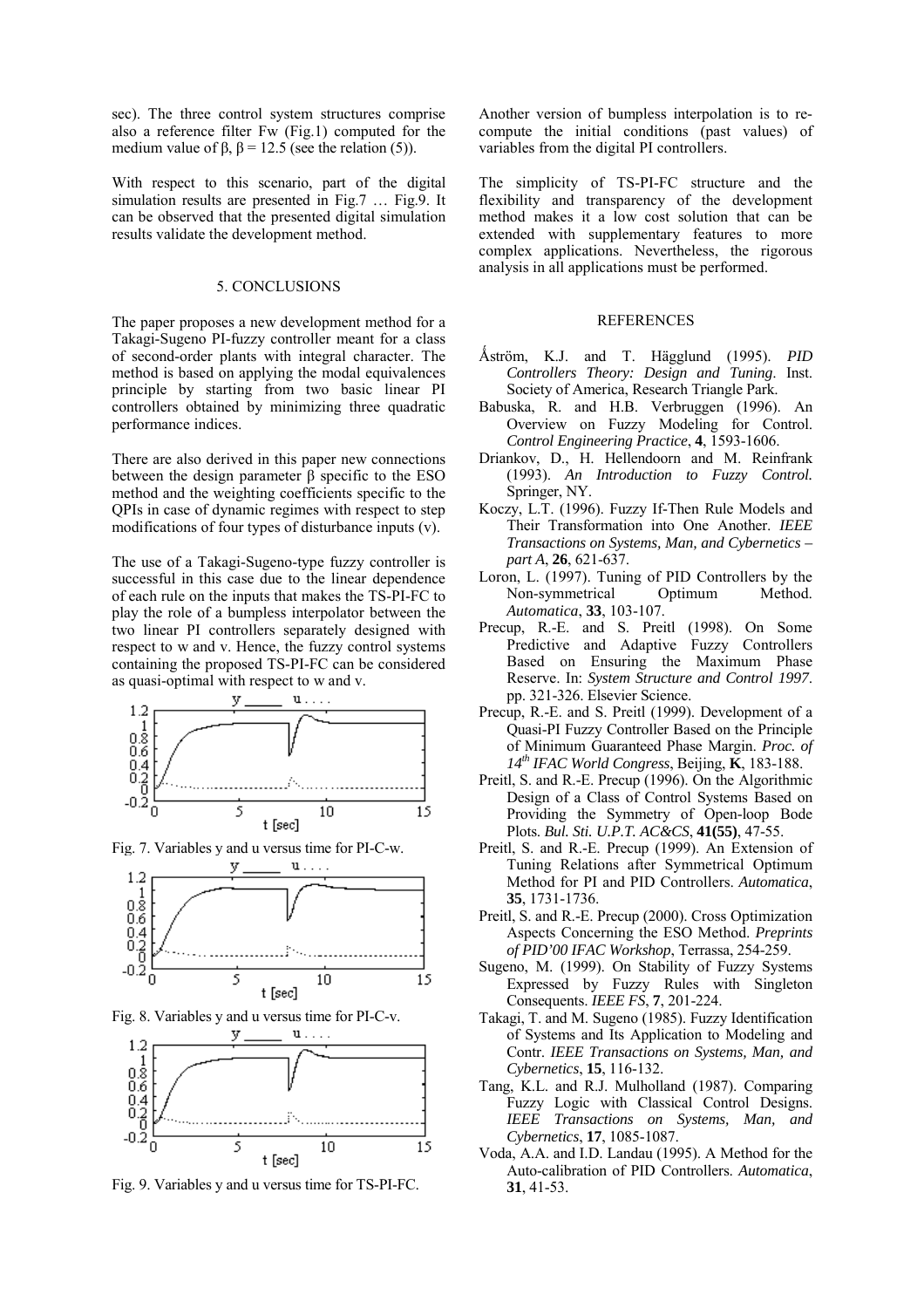sec). The three control system structures comprise also a reference filter Fw (Fig.1) computed for the medium value of $\beta$, $\beta = 12.5$ (see the relation (5)).

With respect to this scenario, part of the digital simulation results are presented in Fig.7 … Fig.9. It can be observed that the presented digital simulation results validate the development method.

## 5. CONCLUSIONS

The paper proposes a new development method for a Takagi-Sugeno PI-fuzzy controller meant for a class of second-order plants with integral character. The method is based on applying the modal equivalences principle by starting from two basic linear PI controllers obtained by minimizing three quadratic performance indices.

There are also derived in this paper new connections between the design parameter $\beta$ specific to the ESO method and the weighting coefficients specific to the QPIs in case of dynamic regimes with respect to step modifications of four types of disturbance inputs (v).

The use of a Takagi-Sugeno-type fuzzy controller is successful in this case due to the linear dependence of each rule on the inputs that makes the TS-PI-FC to play the role of a bumpless interpolator between the two linear PI controllers separately designed with respect to w and v. Hence, the fuzzy control systems containing the proposed TS-PI-FC can be considered as quasi-optimal with respect to w and v.

y _____ u . . . .
1.2
1
0.8
0.6
0.4
0.2
0
-0.2
0 5 10 15
t [sec]

Fig. 7. Variables y and u versus time for PI-C-w.

y _____ u . . . .
1.2
1
0.8
0.6
0.4
0.2
0
-0.2
0 5 10 15
t [sec]

Fig. 8. Variables y and u versus time for PI-C-v.

y _____ u . . . .
1.2
1
0.8
0.6
0.4
0.2
0
-0.2
0 5 10 15
t [sec]

Fig. 9. Variables y and u versus time for TS-PI-FC.

Another version of bumpless interpolation is to re-compute the initial conditions (past values) of variables from the digital PI controllers.

The simplicity of TS-PI-FC structure and the flexibility and transparency of the development method makes it a low cost solution that can be extended with supplementary features to more complex applications. Nevertheless, the rigorous analysis in all applications must be performed.

## REFERENCES

Åström, K.J. and T. Hägglund (1995). *PID Controllers Theory: Design and Tuning*. Inst. Society of America, Research Triangle Park.

Babuska, R. and H.B. Verbruggen (1996). An Overview on Fuzzy Modeling for Control. *Control Engineering Practice*, **4**, 1593-1606.

Driankov, D., H. Hellendoorn and M. Reinfrank (1993). *An Introduction to Fuzzy Control.* Springer, NY.

Koczy, L.T. (1996). Fuzzy If-Then Rule Models and Their Transformation into One Another. *IEEE Transactions on Systems, Man, and Cybernetics – part A*, **26**, 621-637.

Loron, L. (1997). Tuning of PID Controllers by the Non-symmetrical Optimum Method. *Automatica*, **33**, 103-107.

Precup, R.-E. and S. Preitl (1998). On Some Predictive and Adaptive Fuzzy Controllers Based on Ensuring the Maximum Phase Reserve. In: *System Structure and Control 1997*. pp. 321-326. Elsevier Science.

Precup, R.-E. and S. Preitl (1999). Development of a Quasi-PI Fuzzy Controller Based on the Principle of Minimum Guaranteed Phase Margin. *Proc. of 14th IFAC World Congress*, Beijing, **K**, 183-188.

Preitl, S. and R.-E. Precup (1996). On the Algorithmic Design of a Class of Control Systems Based on Providing the Symmetry of Open-loop Bode Plots. *Bul. Sti. U.P.T. AC&CS*, **41(55)**, 47-55.

Preitl, S. and R.-E. Precup (1999). An Extension of Tuning Relations after Symmetrical Optimum Method for PI and PID Controllers. *Automatica*, **35**, 1731-1736.

Preitl, S. and R.-E. Precup (2000). Cross Optimization Aspects Concerning the ESO Method. *Preprints of PID'00 IFAC Workshop*, Terrassa, 254-259.

Sugeno, M. (1999). On Stability of Fuzzy Systems Expressed by Fuzzy Rules with Singleton Consequents. *IEEE FS*, **7**, 201-224.

Takagi, T. and M. Sugeno (1985). Fuzzy Identification of Systems and Its Application to Modeling and Contr. *IEEE Transactions on Systems, Man, and Cybernetics*, **15**, 116-132.

Tang, K.L. and R.J. Mulholland (1987). Comparing Fuzzy Logic with Classical Control Designs. *IEEE Transactions on Systems, Man, and Cybernetics*, **17**, 1085-1087.

Voda, A.A. and I.D. Landau (1995). A Method for the Auto-calibration of PID Controllers. *Automatica*, **31**, 41-53.